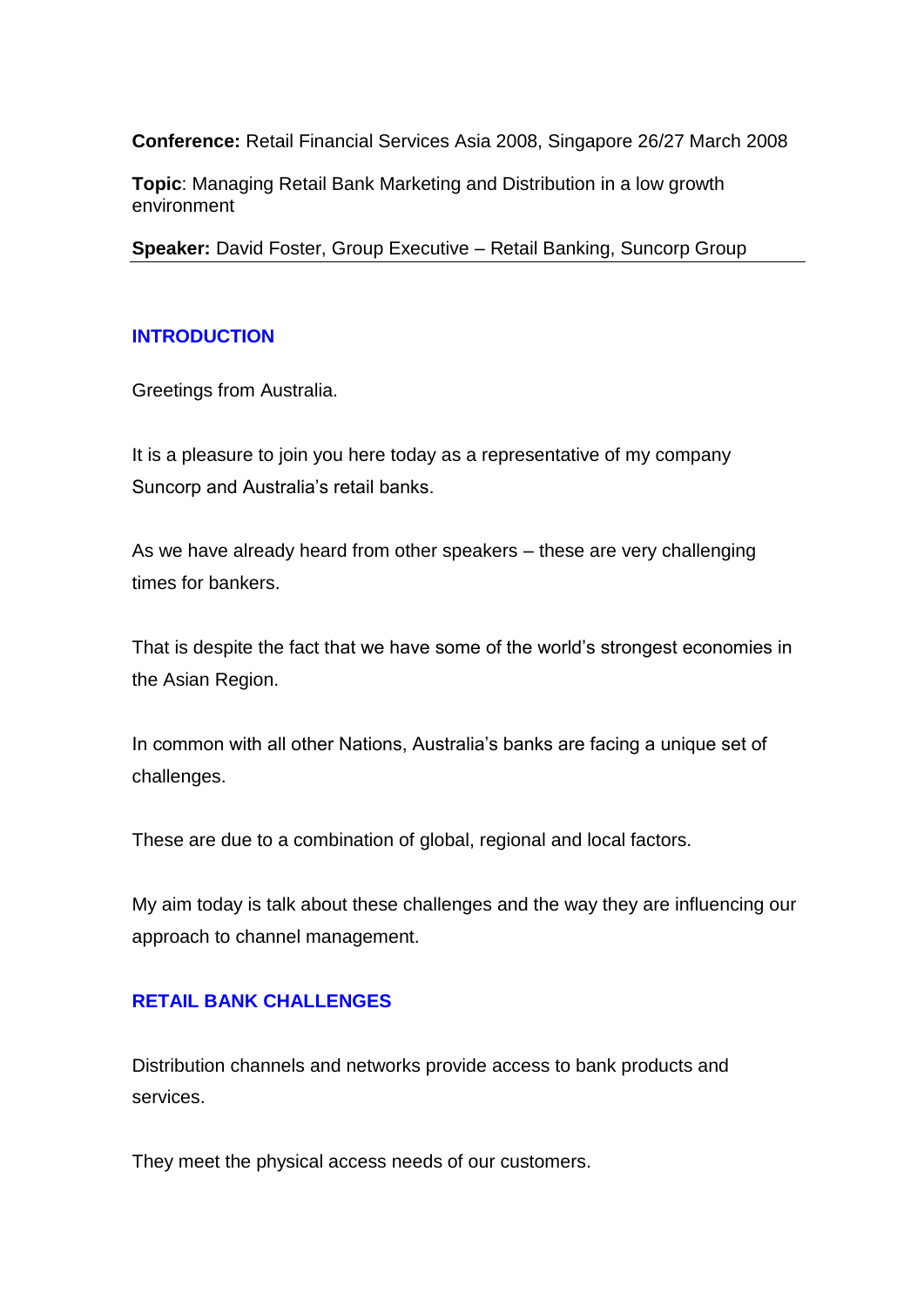**Conference:** Retail Financial Services Asia 2008, Singapore 26/27 March 2008

**Topic**: Managing Retail Bank Marketing and Distribution in a low growth environment

**Speaker:** David Foster, Group Executive – Retail Banking, Suncorp Group

---

## INTRODUCTION

Greetings from Australia.

It is a pleasure to join you here today as a representative of my company Suncorp and Australia's retail banks.

As we have already heard from other speakers – these are very challenging times for bankers.

That is despite the fact that we have some of the world's strongest economies in the Asian Region.

In common with all other Nations, Australia's banks are facing a unique set of challenges.

These are due to a combination of global, regional and local factors.

My aim today is talk about these challenges and the way they are influencing our approach to channel management.

## RETAIL BANK CHALLENGES

Distribution channels and networks provide access to bank products and services.

They meet the physical access needs of our customers.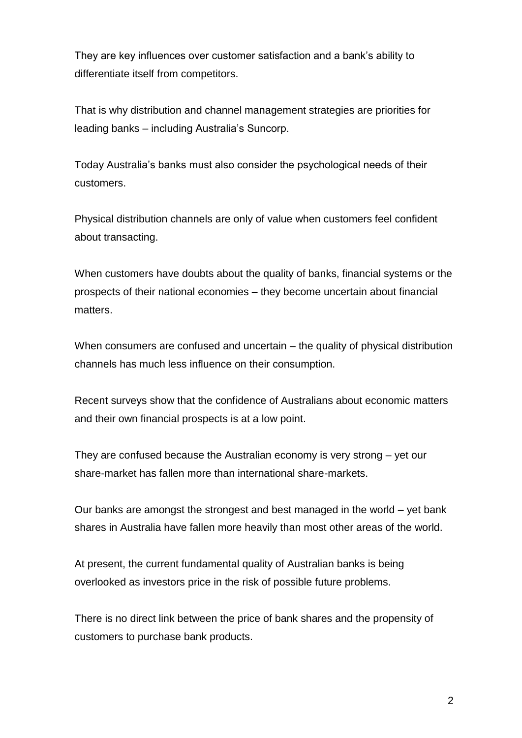They are key influences over customer satisfaction and a bank's ability to differentiate itself from competitors.

That is why distribution and channel management strategies are priorities for leading banks – including Australia's Suncorp.

Today Australia's banks must also consider the psychological needs of their customers.

Physical distribution channels are only of value when customers feel confident about transacting.

When customers have doubts about the quality of banks, financial systems or the prospects of their national economies – they become uncertain about financial matters.

When consumers are confused and uncertain – the quality of physical distribution channels has much less influence on their consumption.

Recent surveys show that the confidence of Australians about economic matters and their own financial prospects is at a low point.

They are confused because the Australian economy is very strong – yet our share-market has fallen more than international share-markets.

Our banks are amongst the strongest and best managed in the world – yet bank shares in Australia have fallen more heavily than most other areas of the world.

At present, the current fundamental quality of Australian banks is being overlooked as investors price in the risk of possible future problems.

There is no direct link between the price of bank shares and the propensity of customers to purchase bank products.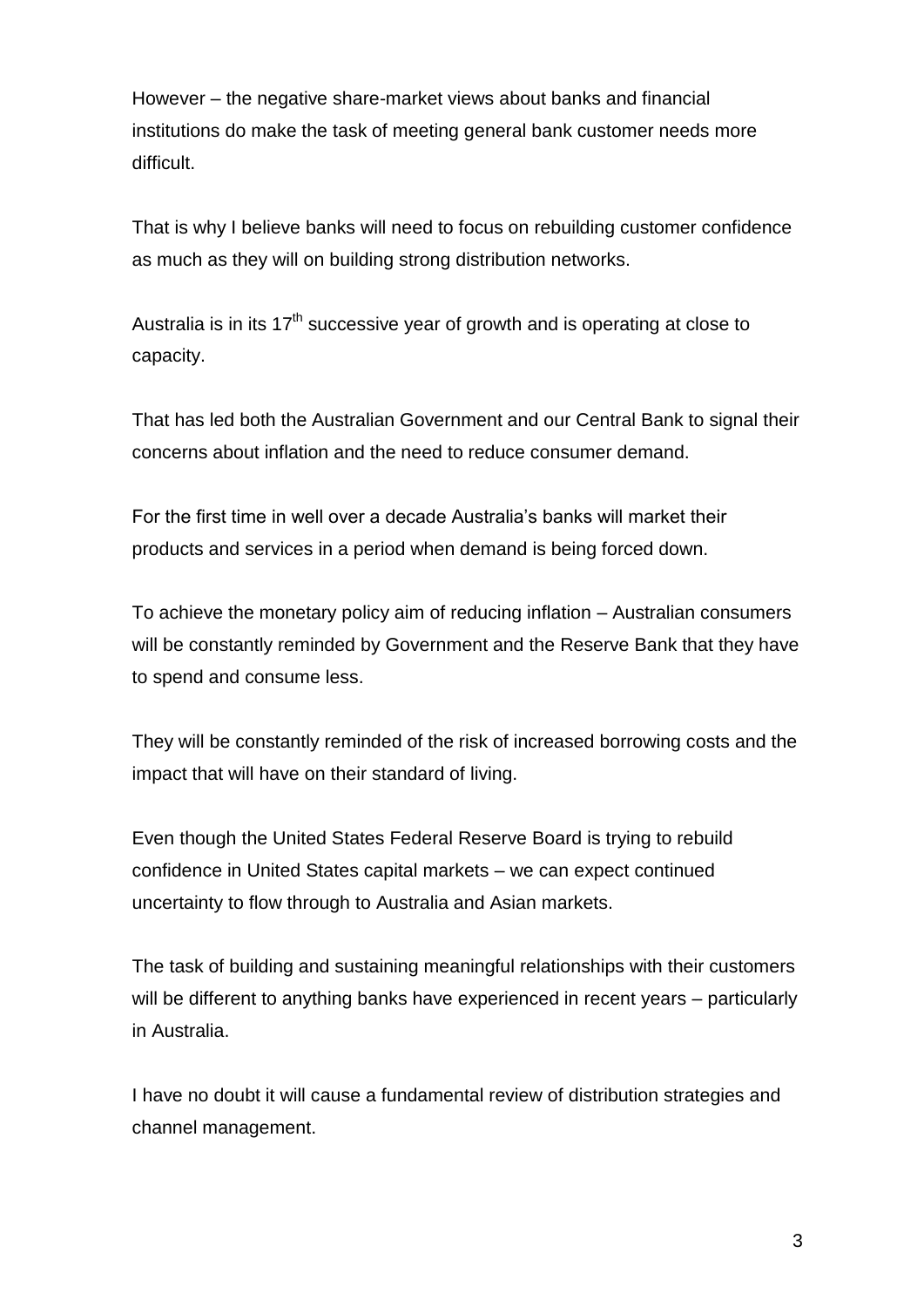However – the negative share-market views about banks and financial institutions do make the task of meeting general bank customer needs more difficult.

That is why I believe banks will need to focus on rebuilding customer confidence as much as they will on building strong distribution networks.

Australia is in its 17th successive year of growth and is operating at close to capacity.

That has led both the Australian Government and our Central Bank to signal their concerns about inflation and the need to reduce consumer demand.

For the first time in well over a decade Australia's banks will market their products and services in a period when demand is being forced down.

To achieve the monetary policy aim of reducing inflation – Australian consumers will be constantly reminded by Government and the Reserve Bank that they have to spend and consume less.

They will be constantly reminded of the risk of increased borrowing costs and the impact that will have on their standard of living.

Even though the United States Federal Reserve Board is trying to rebuild confidence in United States capital markets – we can expect continued uncertainty to flow through to Australia and Asian markets.

The task of building and sustaining meaningful relationships with their customers will be different to anything banks have experienced in recent years – particularly in Australia.

I have no doubt it will cause a fundamental review of distribution strategies and channel management.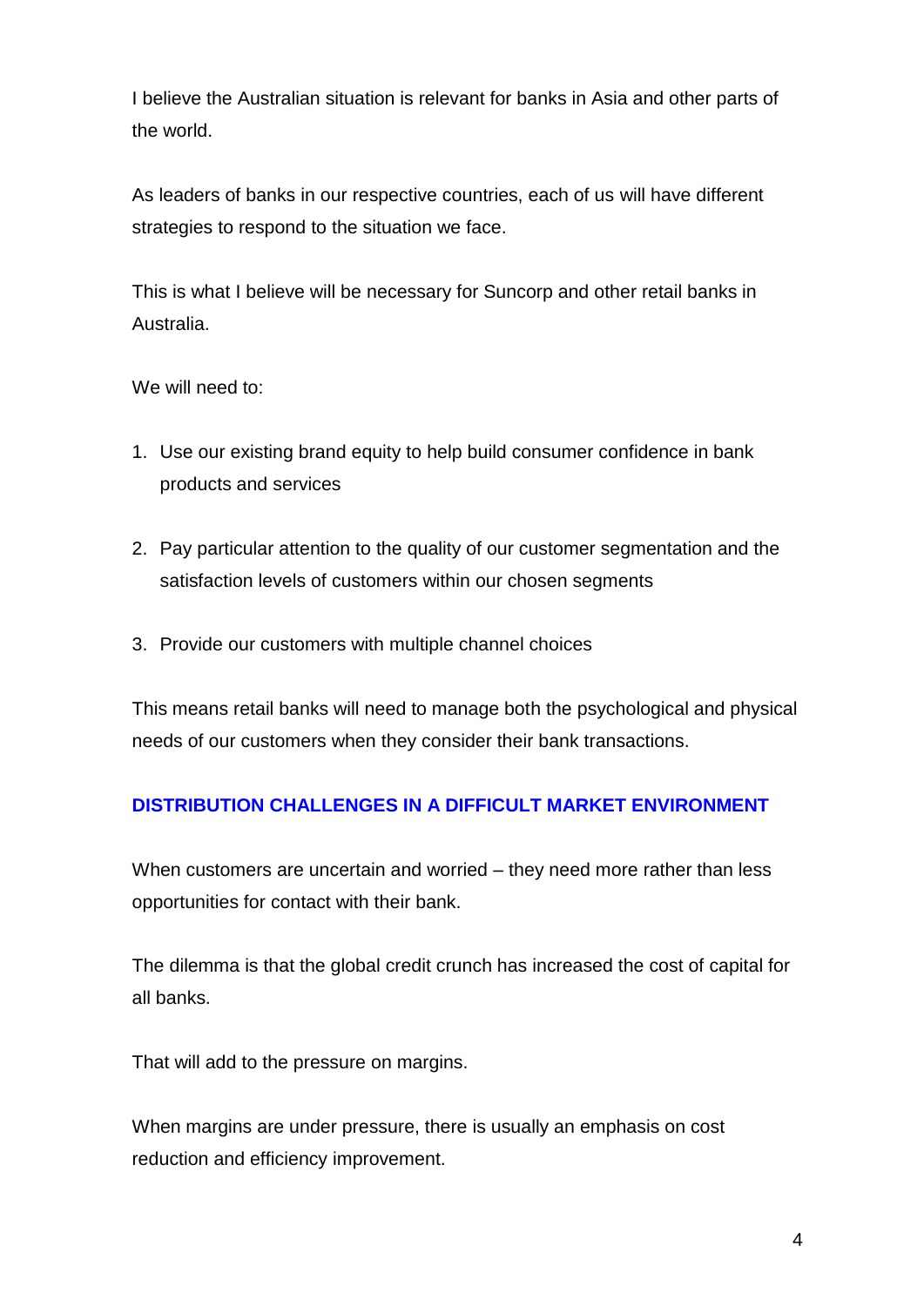I believe the Australian situation is relevant for banks in Asia and other parts of the world.

As leaders of banks in our respective countries, each of us will have different strategies to respond to the situation we face.

This is what I believe will be necessary for Suncorp and other retail banks in Australia.

We will need to:

1. Use our existing brand equity to help build consumer confidence in bank products and services

2. Pay particular attention to the quality of our customer segmentation and the satisfaction levels of customers within our chosen segments

3. Provide our customers with multiple channel choices

This means retail banks will need to manage both the psychological and physical needs of our customers when they consider their bank transactions.

## DISTRIBUTION CHALLENGES IN A DIFFICULT MARKET ENVIRONMENT

When customers are uncertain and worried – they need more rather than less opportunities for contact with their bank.

The dilemma is that the global credit crunch has increased the cost of capital for all banks.

That will add to the pressure on margins.

When margins are under pressure, there is usually an emphasis on cost reduction and efficiency improvement.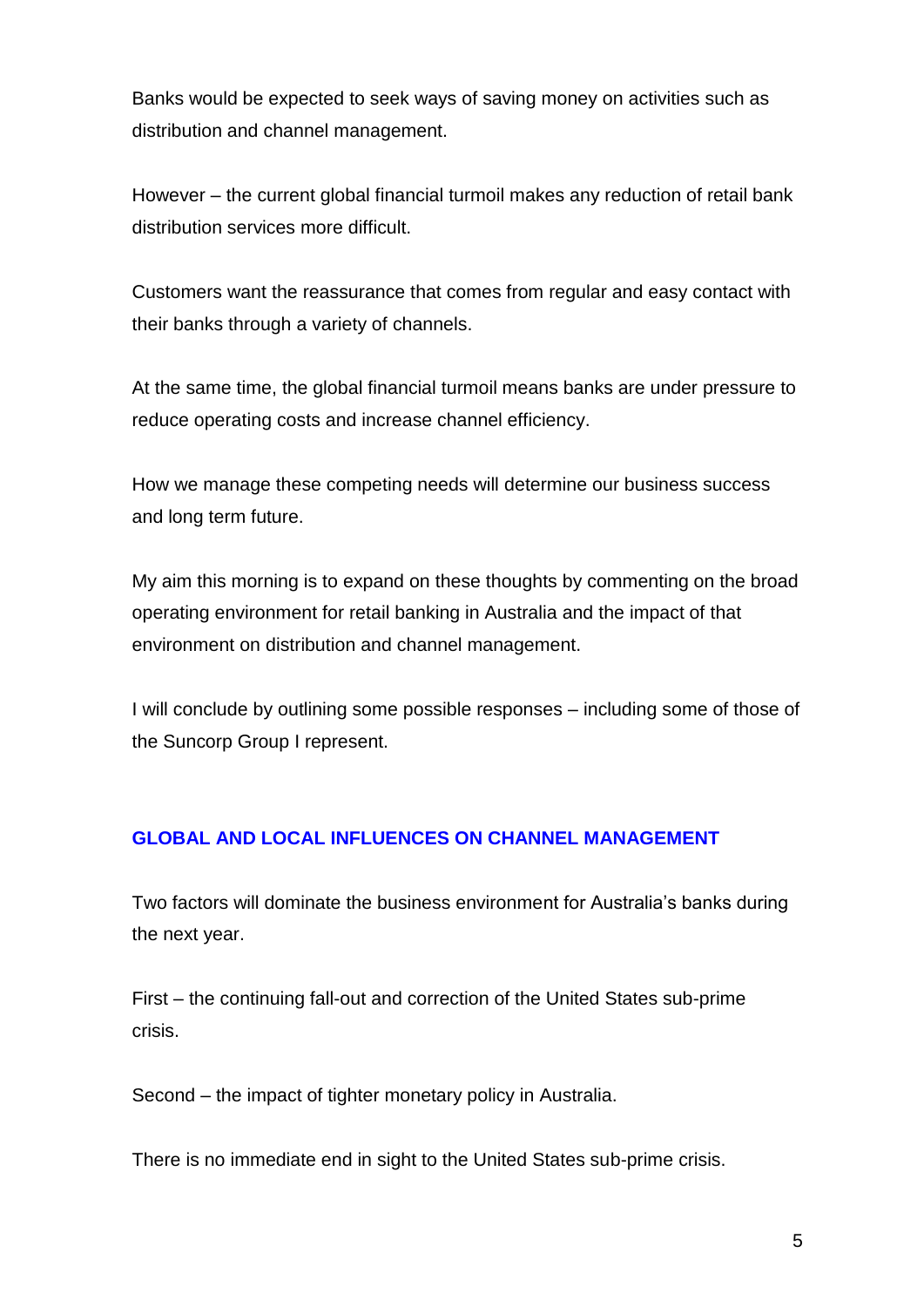Banks would be expected to seek ways of saving money on activities such as distribution and channel management.

However – the current global financial turmoil makes any reduction of retail bank distribution services more difficult.

Customers want the reassurance that comes from regular and easy contact with their banks through a variety of channels.

At the same time, the global financial turmoil means banks are under pressure to reduce operating costs and increase channel efficiency.

How we manage these competing needs will determine our business success and long term future.

My aim this morning is to expand on these thoughts by commenting on the broad operating environment for retail banking in Australia and the impact of that environment on distribution and channel management.

I will conclude by outlining some possible responses – including some of those of the Suncorp Group I represent.

## GLOBAL AND LOCAL INFLUENCES ON CHANNEL MANAGEMENT

Two factors will dominate the business environment for Australia's banks during the next year.

First – the continuing fall-out and correction of the United States sub-prime crisis.

Second – the impact of tighter monetary policy in Australia.

There is no immediate end in sight to the United States sub-prime crisis.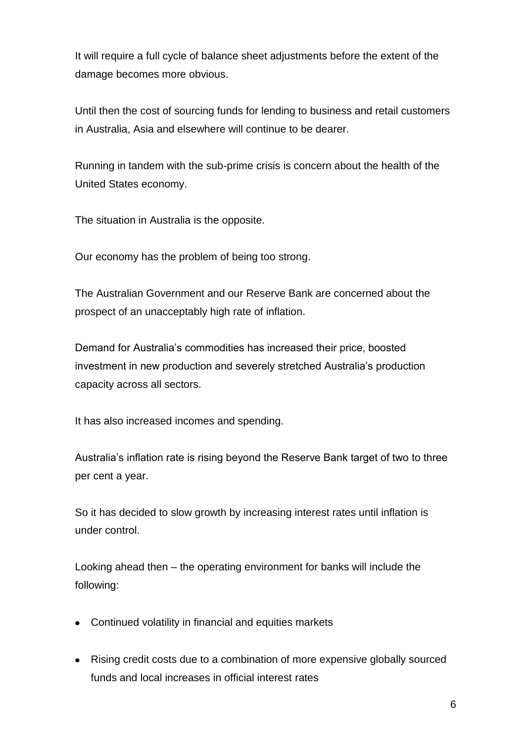It will require a full cycle of balance sheet adjustments before the extent of the damage becomes more obvious.

Until then the cost of sourcing funds for lending to business and retail customers in Australia, Asia and elsewhere will continue to be dearer.

Running in tandem with the sub-prime crisis is concern about the health of the United States economy.

The situation in Australia is the opposite.

Our economy has the problem of being too strong.

The Australian Government and our Reserve Bank are concerned about the prospect of an unacceptably high rate of inflation.

Demand for Australia's commodities has increased their price, boosted investment in new production and severely stretched Australia's production capacity across all sectors.

It has also increased incomes and spending.

Australia's inflation rate is rising beyond the Reserve Bank target of two to three per cent a year.

So it has decided to slow growth by increasing interest rates until inflation is under control.

Looking ahead then – the operating environment for banks will include the following:

- Continued volatility in financial and equities markets
- Rising credit costs due to a combination of more expensive globally sourced funds and local increases in official interest rates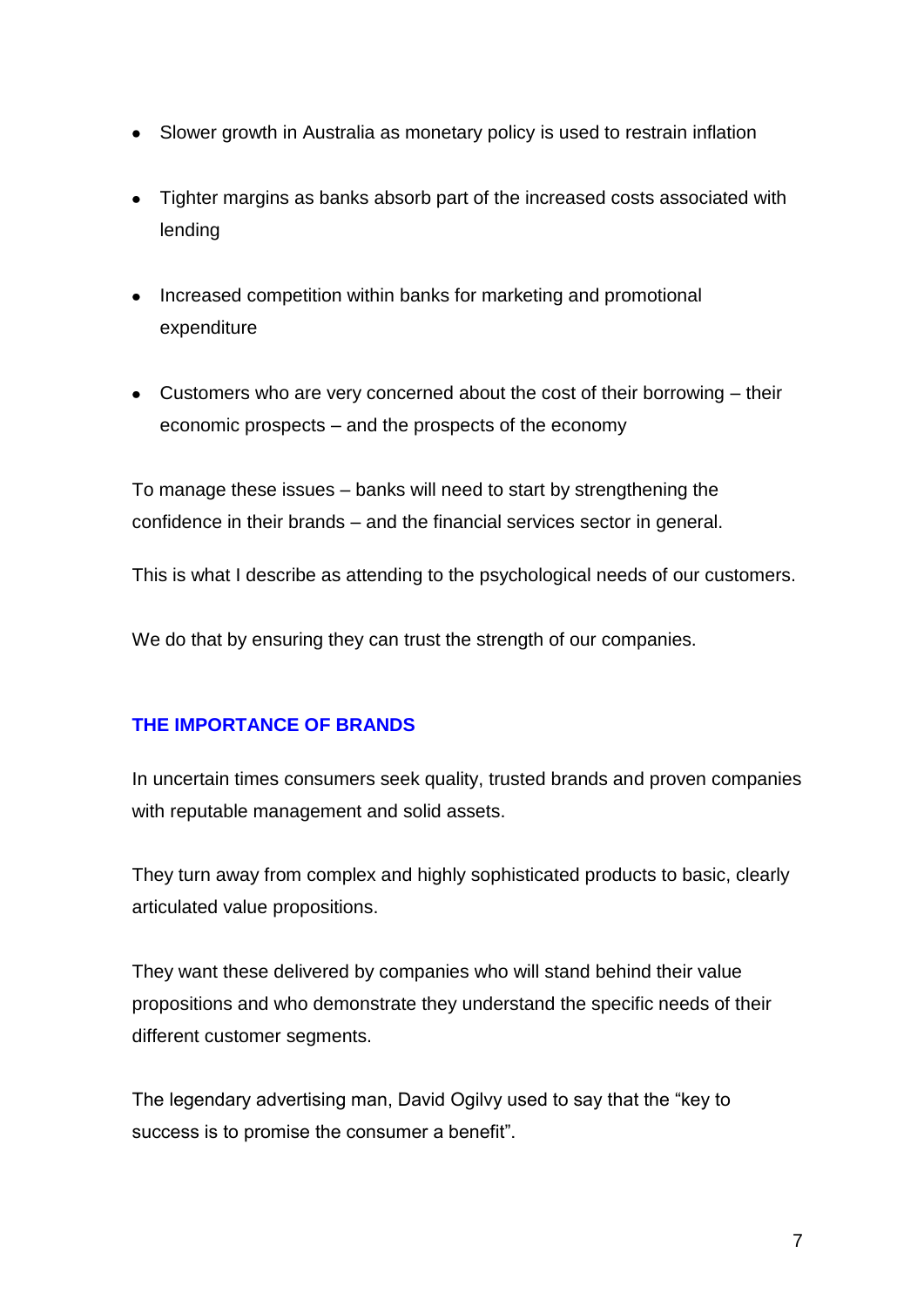- Slower growth in Australia as monetary policy is used to restrain inflation
- Tighter margins as banks absorb part of the increased costs associated with lending
- Increased competition within banks for marketing and promotional expenditure
- Customers who are very concerned about the cost of their borrowing – their economic prospects – and the prospects of the economy

To manage these issues – banks will need to start by strengthening the confidence in their brands – and the financial services sector in general.

This is what I describe as attending to the psychological needs of our customers.

We do that by ensuring they can trust the strength of our companies.

## THE IMPORTANCE OF BRANDS

In uncertain times consumers seek quality, trusted brands and proven companies with reputable management and solid assets.

They turn away from complex and highly sophisticated products to basic, clearly articulated value propositions.

They want these delivered by companies who will stand behind their value propositions and who demonstrate they understand the specific needs of their different customer segments.

The legendary advertising man, David Ogilvy used to say that the "key to success is to promise the consumer a benefit".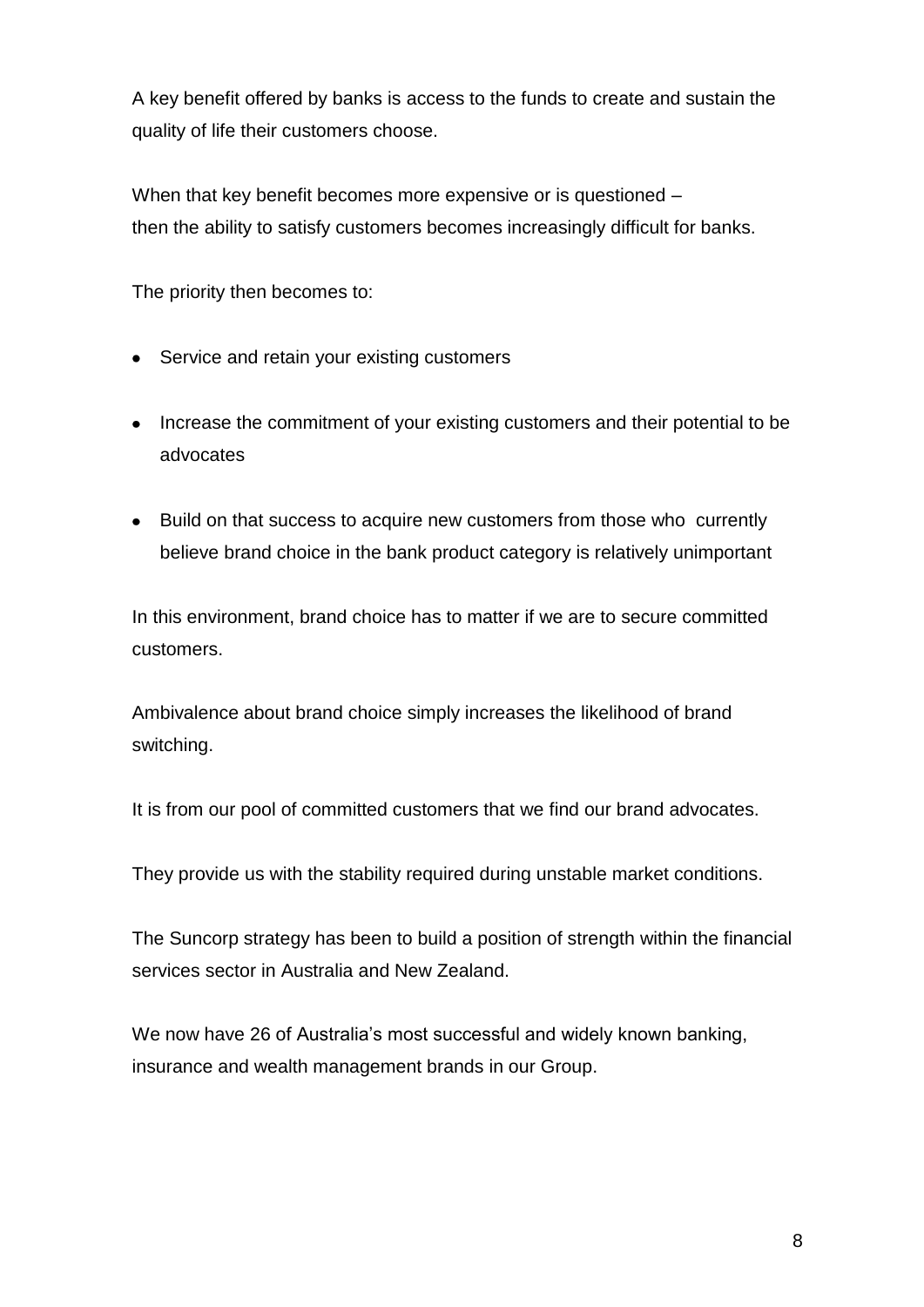A key benefit offered by banks is access to the funds to create and sustain the quality of life their customers choose.

When that key benefit becomes more expensive or is questioned – then the ability to satisfy customers becomes increasingly difficult for banks.

The priority then becomes to:

- Service and retain your existing customers
- Increase the commitment of your existing customers and their potential to be advocates
- Build on that success to acquire new customers from those who currently believe brand choice in the bank product category is relatively unimportant

In this environment, brand choice has to matter if we are to secure committed customers.

Ambivalence about brand choice simply increases the likelihood of brand switching.

It is from our pool of committed customers that we find our brand advocates.

They provide us with the stability required during unstable market conditions.

The Suncorp strategy has been to build a position of strength within the financial services sector in Australia and New Zealand.

We now have 26 of Australia's most successful and widely known banking, insurance and wealth management brands in our Group.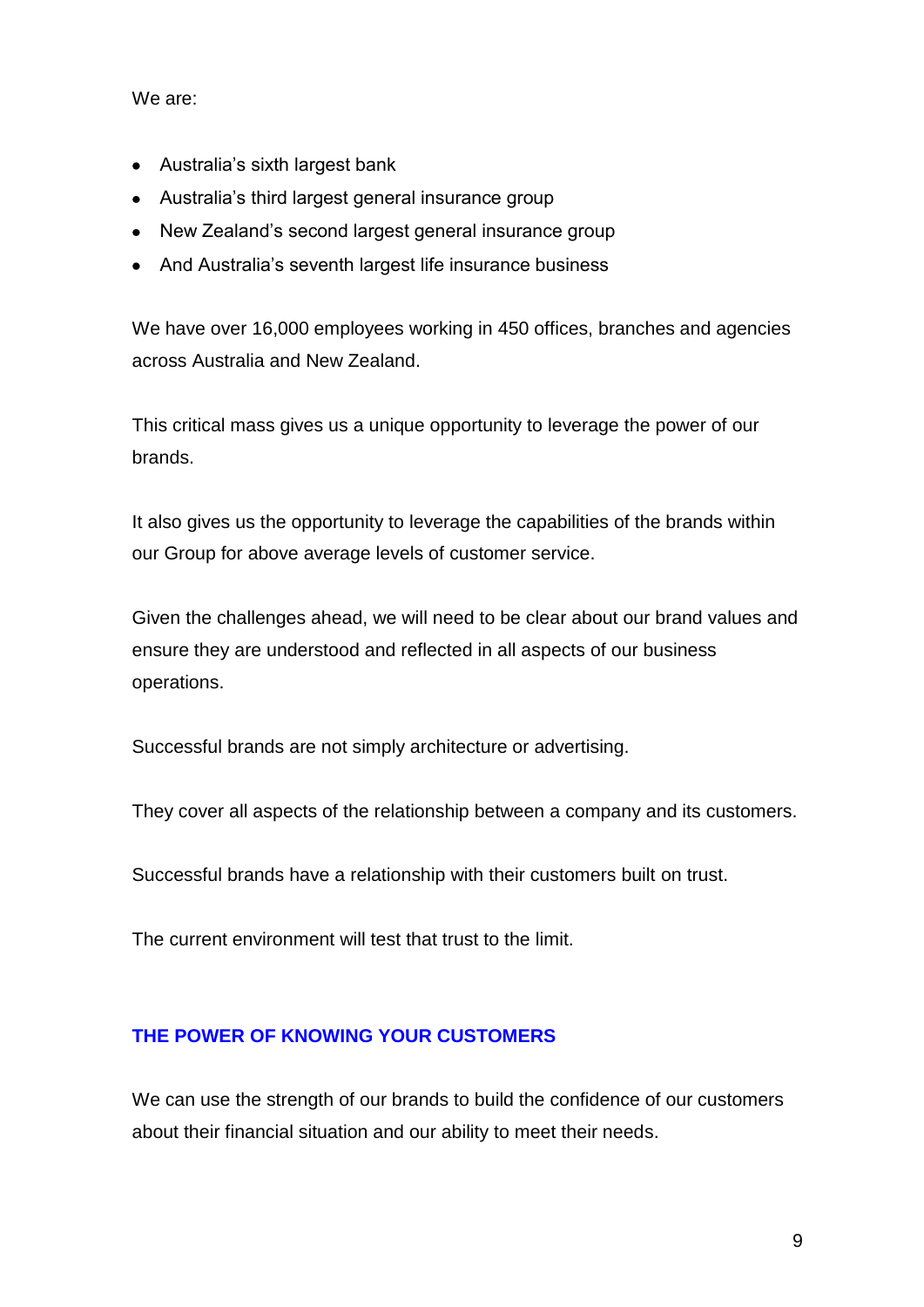We are:

- Australia's sixth largest bank
- Australia's third largest general insurance group
- New Zealand's second largest general insurance group
- And Australia's seventh largest life insurance business

We have over 16,000 employees working in 450 offices, branches and agencies across Australia and New Zealand.

This critical mass gives us a unique opportunity to leverage the power of our brands.

It also gives us the opportunity to leverage the capabilities of the brands within our Group for above average levels of customer service.

Given the challenges ahead, we will need to be clear about our brand values and ensure they are understood and reflected in all aspects of our business operations.

Successful brands are not simply architecture or advertising.

They cover all aspects of the relationship between a company and its customers.

Successful brands have a relationship with their customers built on trust.

The current environment will test that trust to the limit.

## THE POWER OF KNOWING YOUR CUSTOMERS

We can use the strength of our brands to build the confidence of our customers about their financial situation and our ability to meet their needs.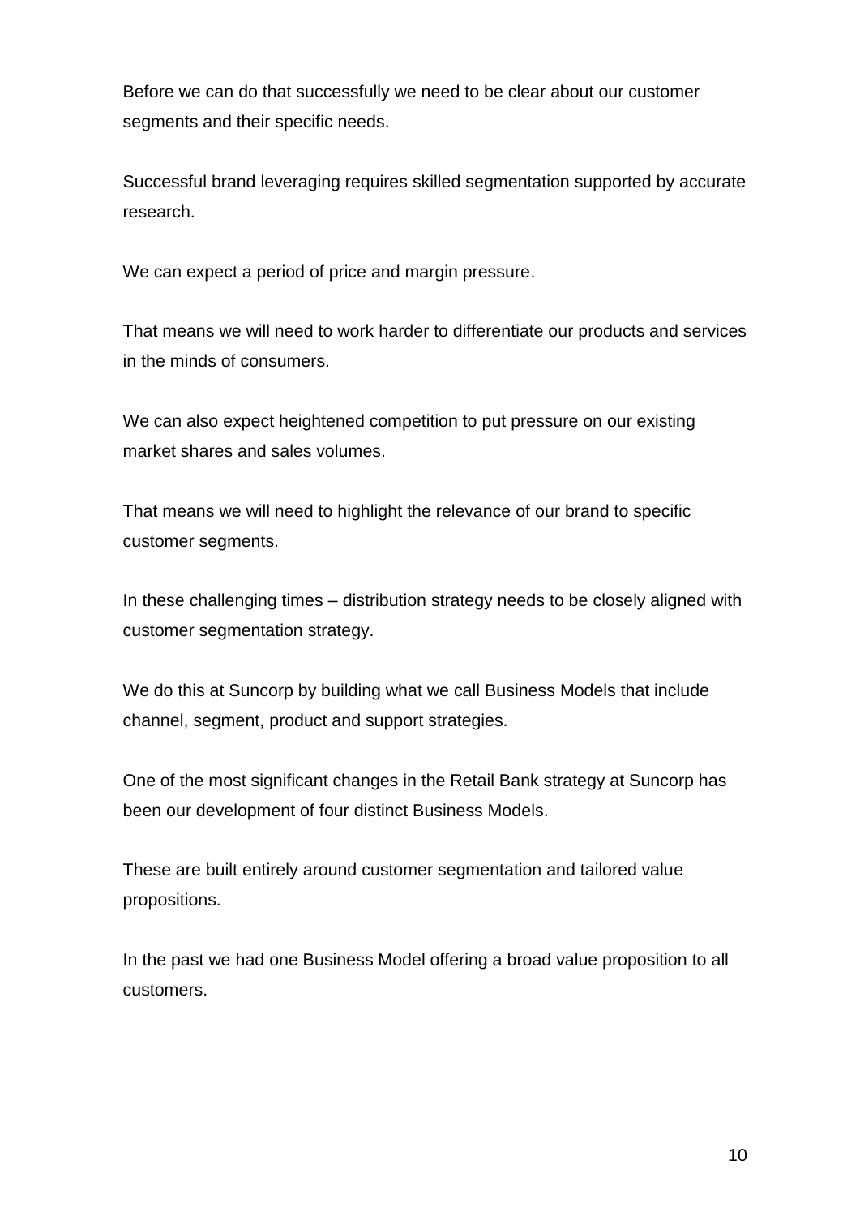Before we can do that successfully we need to be clear about our customer segments and their specific needs.

Successful brand leveraging requires skilled segmentation supported by accurate research.

We can expect a period of price and margin pressure.

That means we will need to work harder to differentiate our products and services in the minds of consumers.

We can also expect heightened competition to put pressure on our existing market shares and sales volumes.

That means we will need to highlight the relevance of our brand to specific customer segments.

In these challenging times – distribution strategy needs to be closely aligned with customer segmentation strategy.

We do this at Suncorp by building what we call Business Models that include channel, segment, product and support strategies.

One of the most significant changes in the Retail Bank strategy at Suncorp has been our development of four distinct Business Models.

These are built entirely around customer segmentation and tailored value propositions.

In the past we had one Business Model offering a broad value proposition to all customers.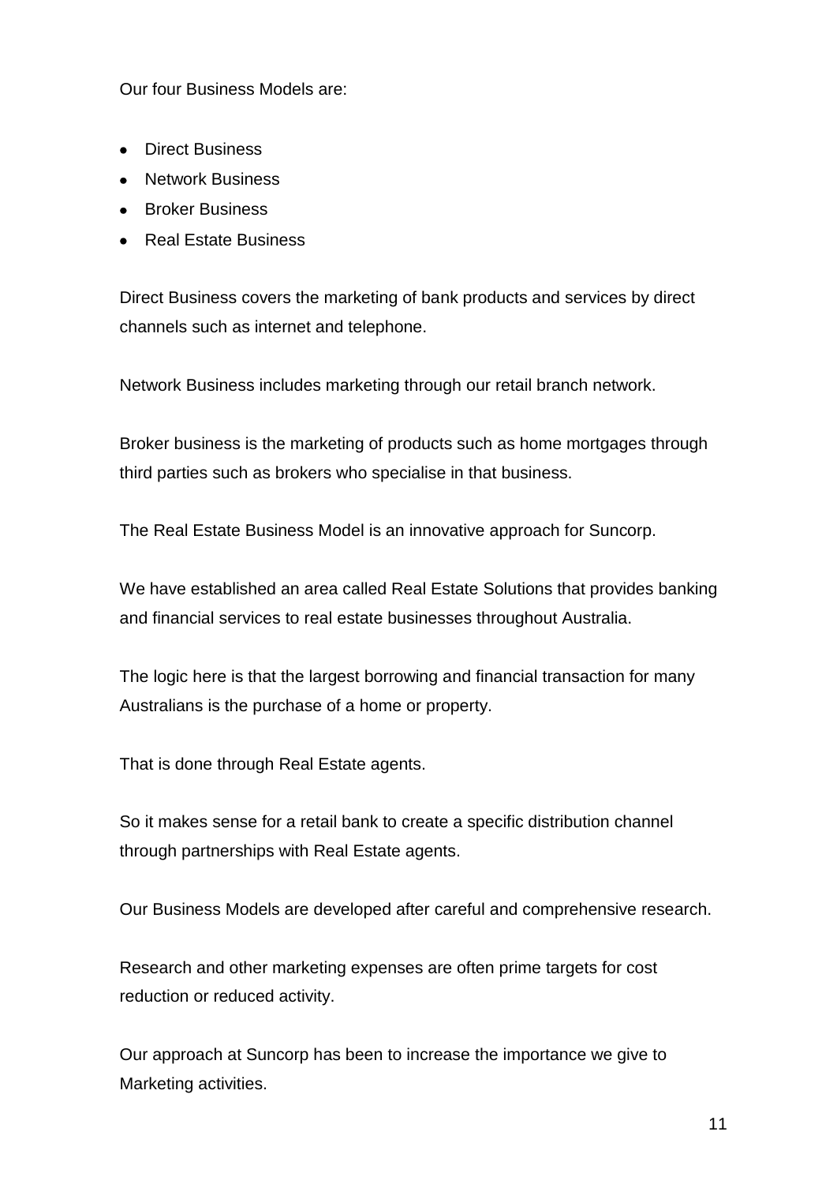Our four Business Models are:

- Direct Business
- Network Business
- Broker Business
- Real Estate Business

Direct Business covers the marketing of bank products and services by direct channels such as internet and telephone.

Network Business includes marketing through our retail branch network.

Broker business is the marketing of products such as home mortgages through third parties such as brokers who specialise in that business.

The Real Estate Business Model is an innovative approach for Suncorp.

We have established an area called Real Estate Solutions that provides banking and financial services to real estate businesses throughout Australia.

The logic here is that the largest borrowing and financial transaction for many Australians is the purchase of a home or property.

That is done through Real Estate agents.

So it makes sense for a retail bank to create a specific distribution channel through partnerships with Real Estate agents.

Our Business Models are developed after careful and comprehensive research.

Research and other marketing expenses are often prime targets for cost reduction or reduced activity.

Our approach at Suncorp has been to increase the importance we give to Marketing activities.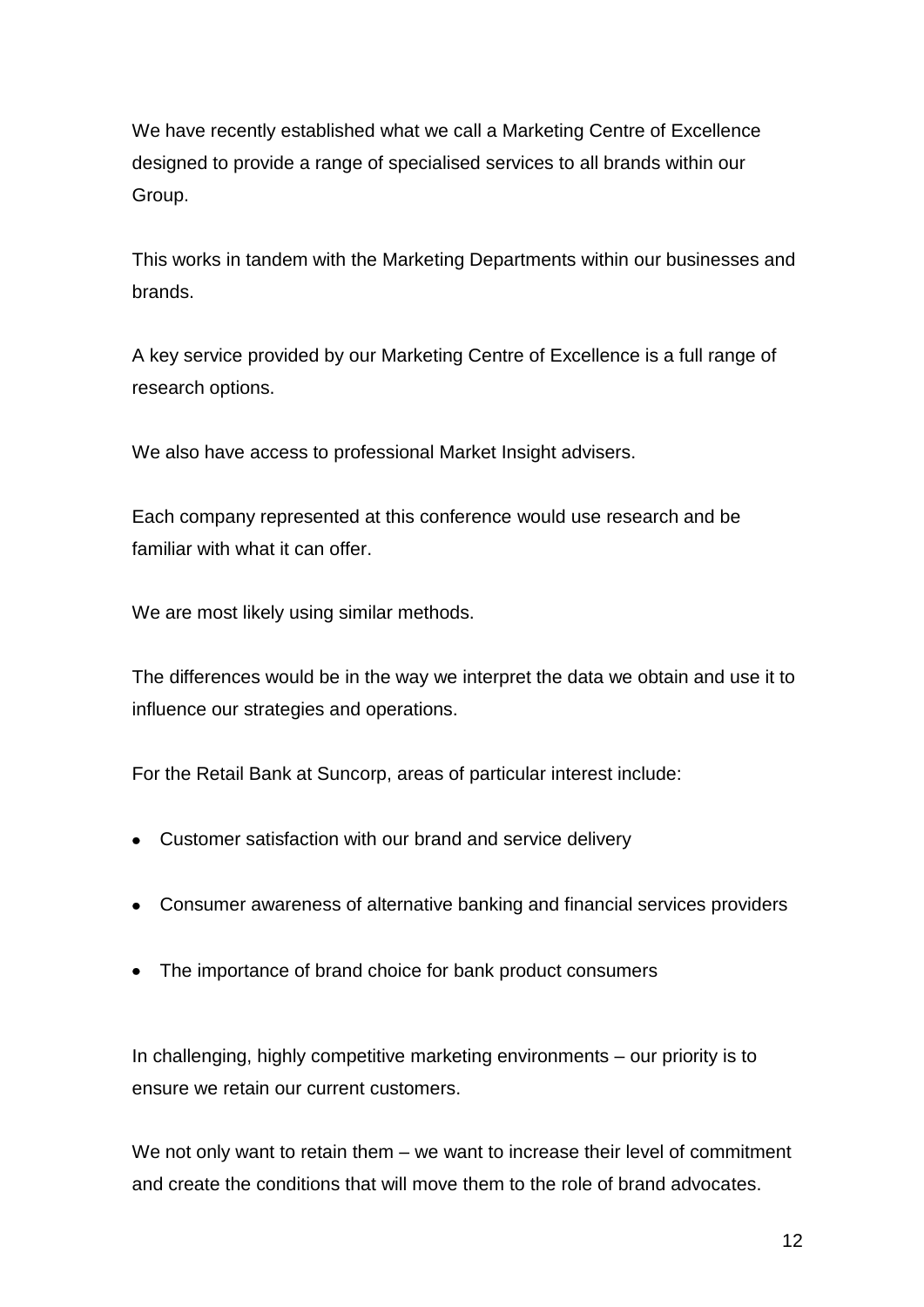We have recently established what we call a Marketing Centre of Excellence designed to provide a range of specialised services to all brands within our Group.

This works in tandem with the Marketing Departments within our businesses and brands.

A key service provided by our Marketing Centre of Excellence is a full range of research options.

We also have access to professional Market Insight advisers.

Each company represented at this conference would use research and be familiar with what it can offer.

We are most likely using similar methods.

The differences would be in the way we interpret the data we obtain and use it to influence our strategies and operations.

For the Retail Bank at Suncorp, areas of particular interest include:

- Customer satisfaction with our brand and service delivery
- Consumer awareness of alternative banking and financial services providers
- The importance of brand choice for bank product consumers

In challenging, highly competitive marketing environments – our priority is to ensure we retain our current customers.

We not only want to retain them – we want to increase their level of commitment and create the conditions that will move them to the role of brand advocates.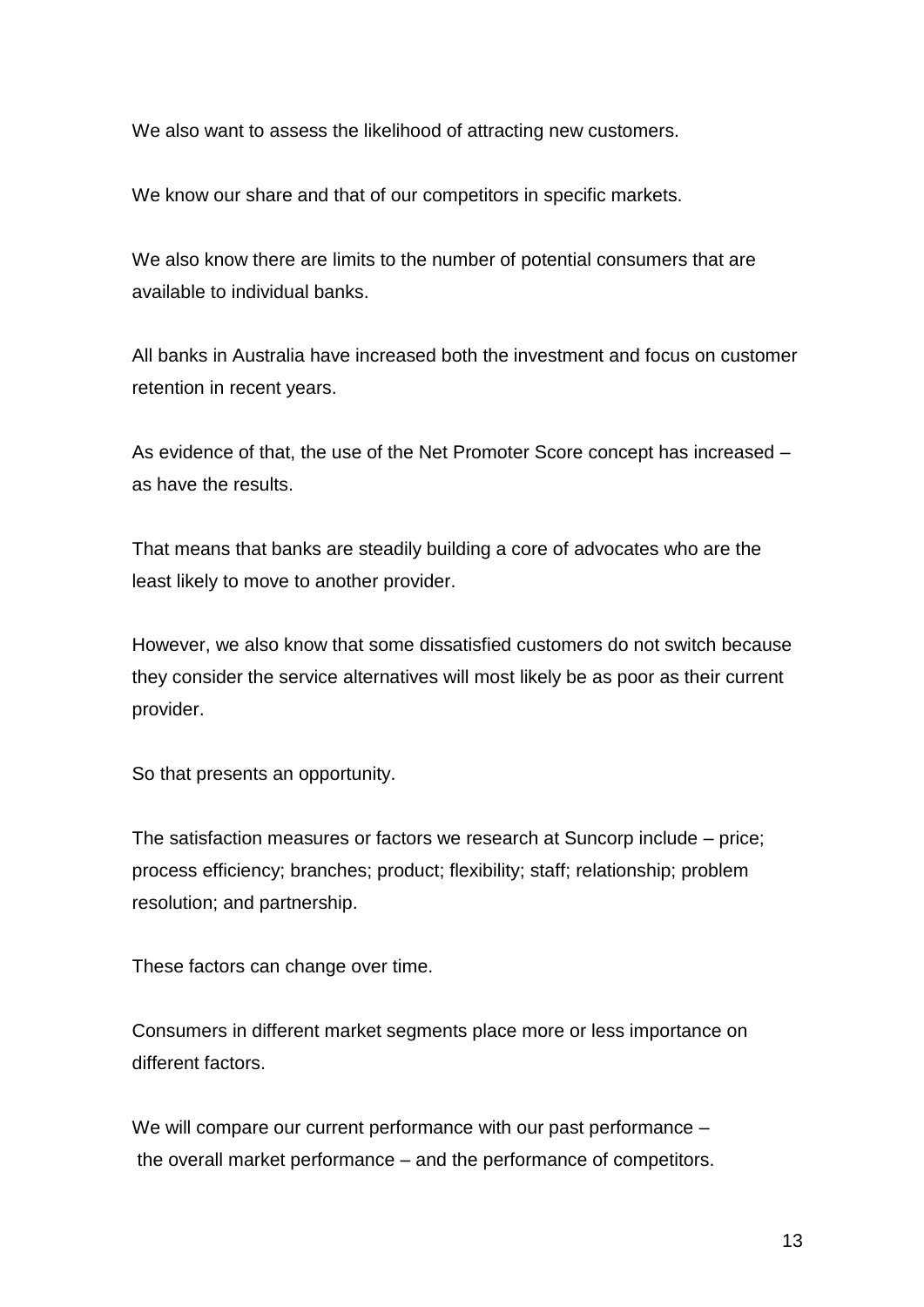We also want to assess the likelihood of attracting new customers.

We know our share and that of our competitors in specific markets.

We also know there are limits to the number of potential consumers that are available to individual banks.

All banks in Australia have increased both the investment and focus on customer retention in recent years.

As evidence of that, the use of the Net Promoter Score concept has increased – as have the results.

That means that banks are steadily building a core of advocates who are the least likely to move to another provider.

However, we also know that some dissatisfied customers do not switch because they consider the service alternatives will most likely be as poor as their current provider.

So that presents an opportunity.

The satisfaction measures or factors we research at Suncorp include – price; process efficiency; branches; product; flexibility; staff; relationship; problem resolution; and partnership.

These factors can change over time.

Consumers in different market segments place more or less importance on different factors.

We will compare our current performance with our past performance – the overall market performance – and the performance of competitors.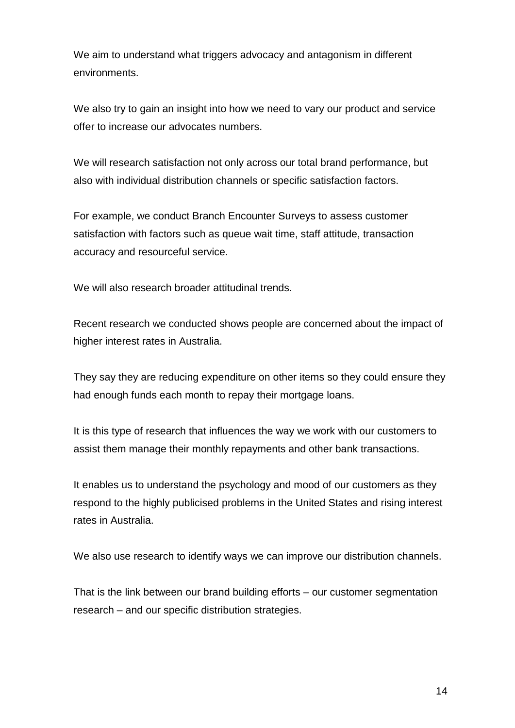We aim to understand what triggers advocacy and antagonism in different environments.

We also try to gain an insight into how we need to vary our product and service offer to increase our advocates numbers.

We will research satisfaction not only across our total brand performance, but also with individual distribution channels or specific satisfaction factors.

For example, we conduct Branch Encounter Surveys to assess customer satisfaction with factors such as queue wait time, staff attitude, transaction accuracy and resourceful service.

We will also research broader attitudinal trends.

Recent research we conducted shows people are concerned about the impact of higher interest rates in Australia.

They say they are reducing expenditure on other items so they could ensure they had enough funds each month to repay their mortgage loans.

It is this type of research that influences the way we work with our customers to assist them manage their monthly repayments and other bank transactions.

It enables us to understand the psychology and mood of our customers as they respond to the highly publicised problems in the United States and rising interest rates in Australia.

We also use research to identify ways we can improve our distribution channels.

That is the link between our brand building efforts – our customer segmentation research – and our specific distribution strategies.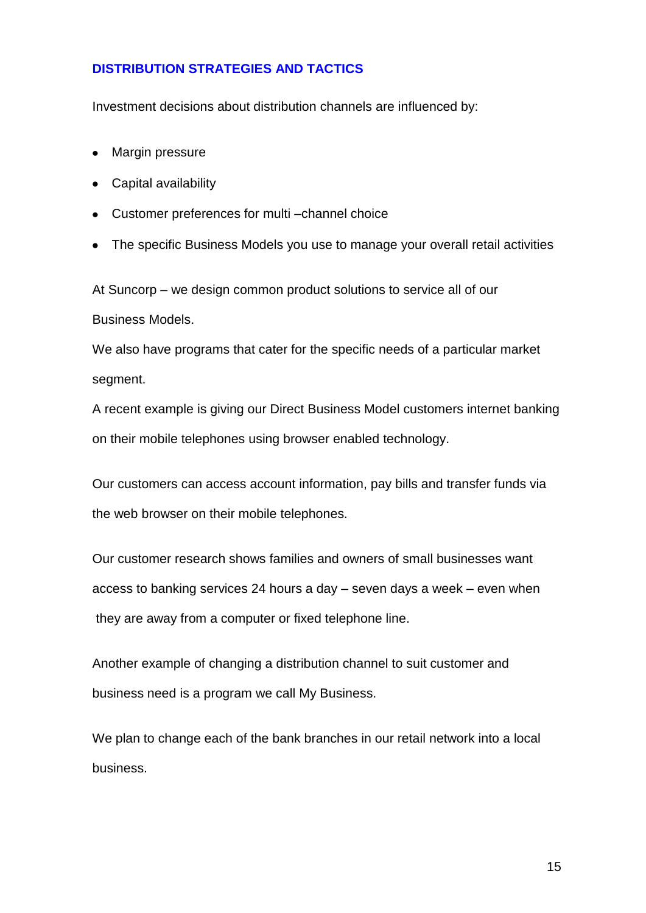## DISTRIBUTION STRATEGIES AND TACTICS

Investment decisions about distribution channels are influenced by:

- Margin pressure
- Capital availability
- Customer preferences for multi –channel choice
- The specific Business Models you use to manage your overall retail activities

At Suncorp – we design common product solutions to service all of our Business Models.

We also have programs that cater for the specific needs of a particular market segment.

A recent example is giving our Direct Business Model customers internet banking on their mobile telephones using browser enabled technology.

Our customers can access account information, pay bills and transfer funds via the web browser on their mobile telephones.

Our customer research shows families and owners of small businesses want access to banking services 24 hours a day – seven days a week – even when they are away from a computer or fixed telephone line.

Another example of changing a distribution channel to suit customer and business need is a program we call My Business.

We plan to change each of the bank branches in our retail network into a local business.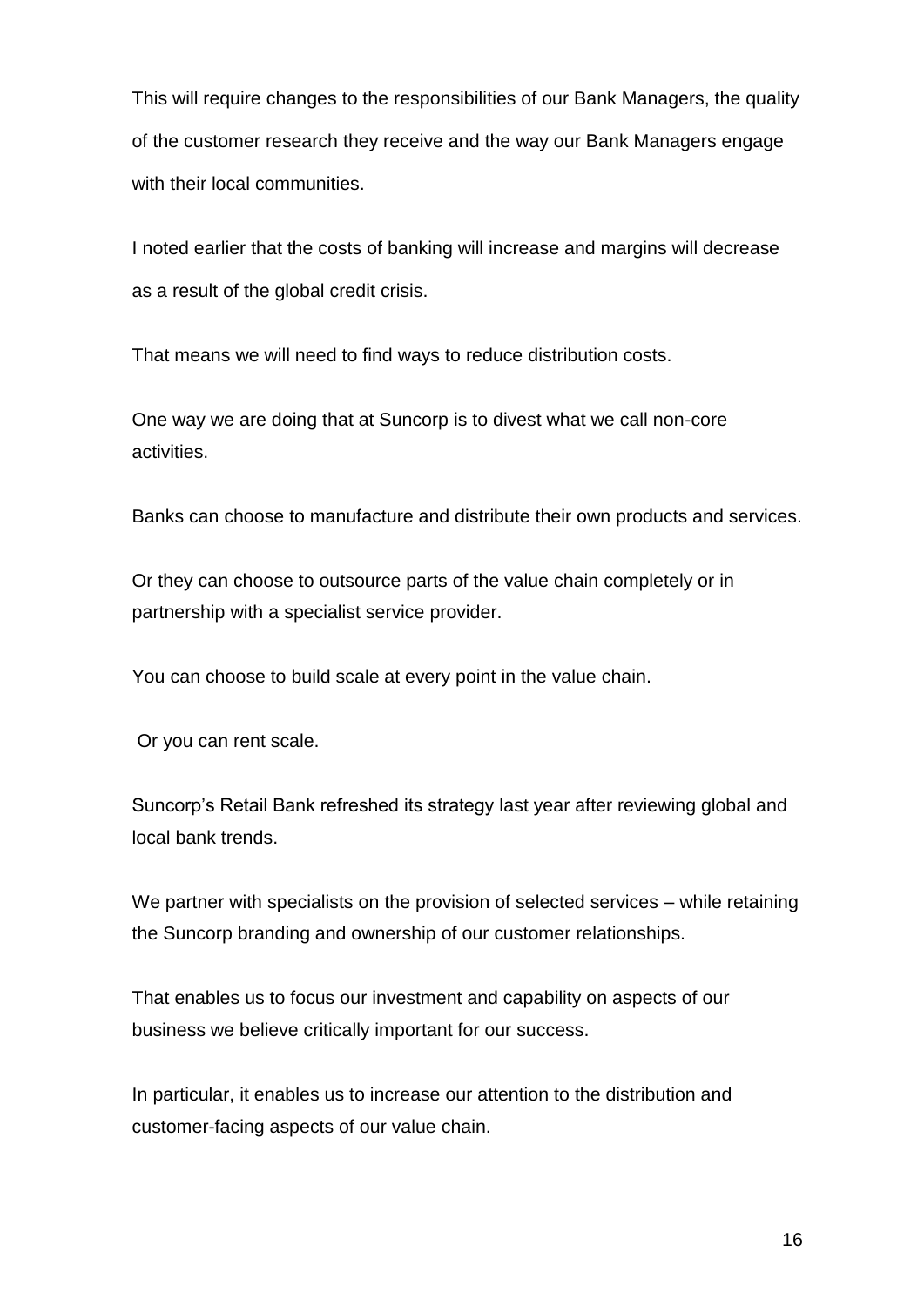This will require changes to the responsibilities of our Bank Managers, the quality of the customer research they receive and the way our Bank Managers engage with their local communities.

I noted earlier that the costs of banking will increase and margins will decrease as a result of the global credit crisis.

That means we will need to find ways to reduce distribution costs.

One way we are doing that at Suncorp is to divest what we call non-core activities.

Banks can choose to manufacture and distribute their own products and services.

Or they can choose to outsource parts of the value chain completely or in partnership with a specialist service provider.

You can choose to build scale at every point in the value chain.

Or you can rent scale.

Suncorp's Retail Bank refreshed its strategy last year after reviewing global and local bank trends.

We partner with specialists on the provision of selected services – while retaining the Suncorp branding and ownership of our customer relationships.

That enables us to focus our investment and capability on aspects of our business we believe critically important for our success.

In particular, it enables us to increase our attention to the distribution and customer-facing aspects of our value chain.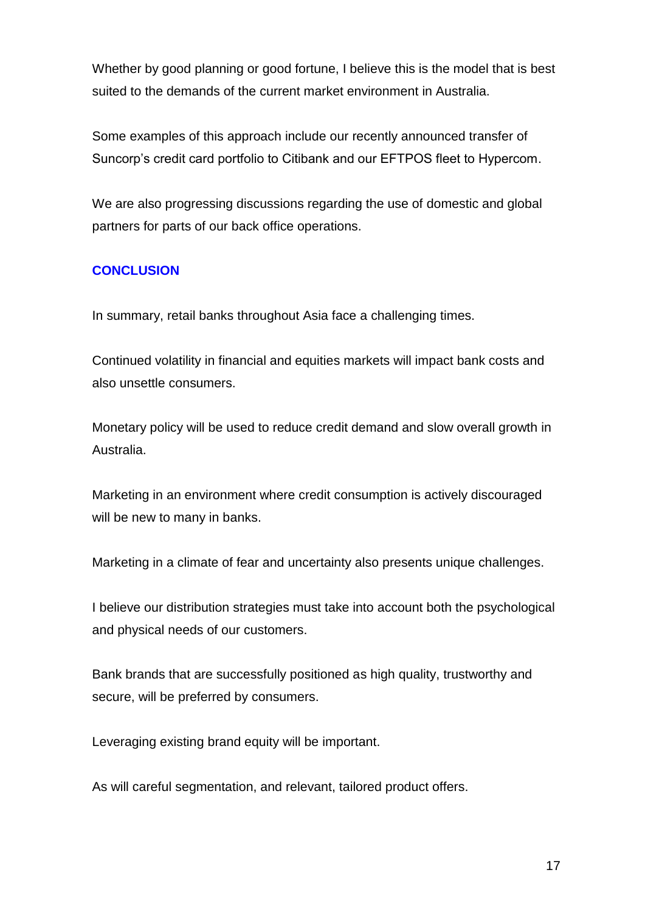Whether by good planning or good fortune, I believe this is the model that is best suited to the demands of the current market environment in Australia.

Some examples of this approach include our recently announced transfer of Suncorp's credit card portfolio to Citibank and our EFTPOS fleet to Hypercom.

We are also progressing discussions regarding the use of domestic and global partners for parts of our back office operations.

## CONCLUSION

In summary, retail banks throughout Asia face a challenging times.

Continued volatility in financial and equities markets will impact bank costs and also unsettle consumers.

Monetary policy will be used to reduce credit demand and slow overall growth in Australia.

Marketing in an environment where credit consumption is actively discouraged will be new to many in banks.

Marketing in a climate of fear and uncertainty also presents unique challenges.

I believe our distribution strategies must take into account both the psychological and physical needs of our customers.

Bank brands that are successfully positioned as high quality, trustworthy and secure, will be preferred by consumers.

Leveraging existing brand equity will be important.

As will careful segmentation, and relevant, tailored product offers.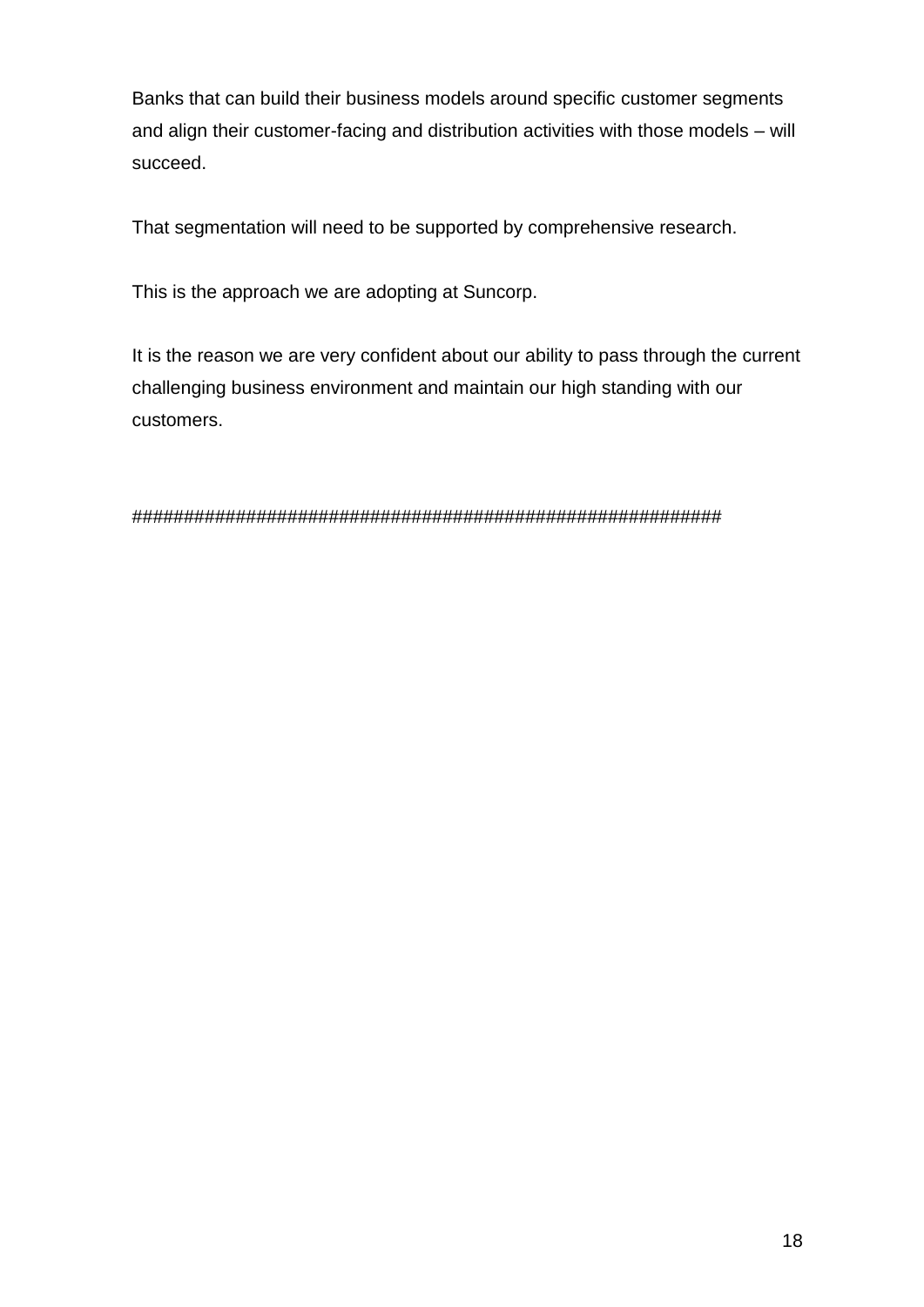Banks that can build their business models around specific customer segments and align their customer-facing and distribution activities with those models – will succeed.

That segmentation will need to be supported by comprehensive research.

This is the approach we are adopting at Suncorp.

It is the reason we are very confident about our ability to pass through the current challenging business environment and maintain our high standing with our customers.

##########################################################